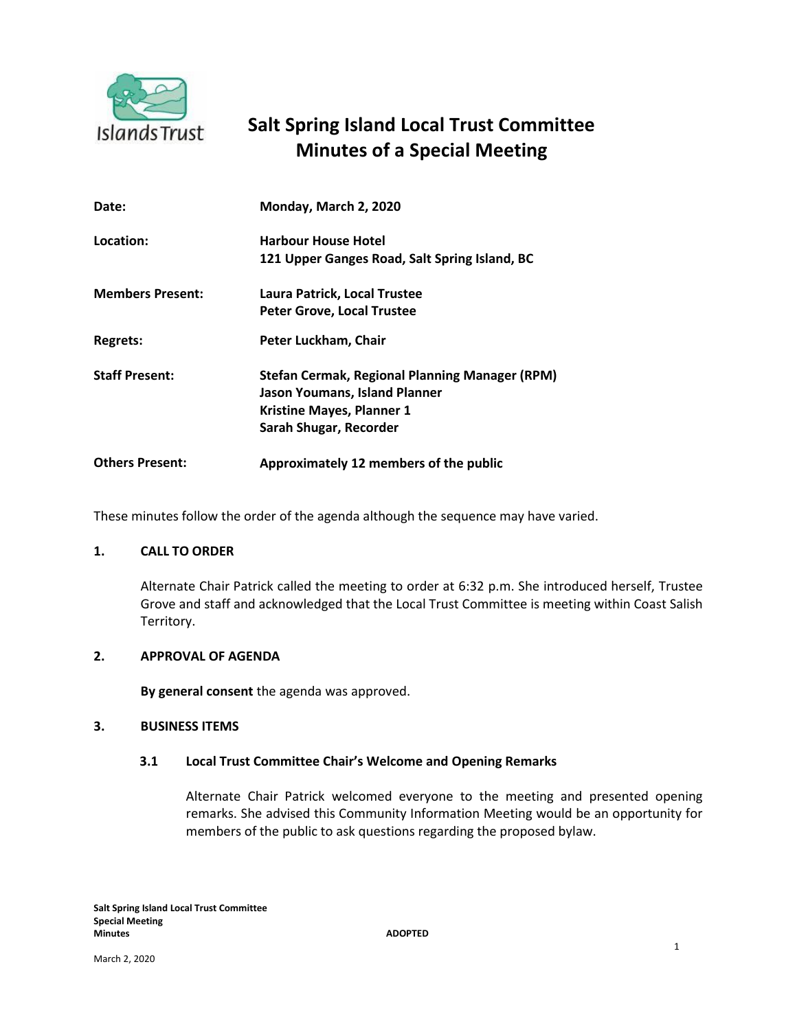# Salt Spring Island Local Trust Committee
# Minutes of a Special Meeting

| | |
|---|---|
| **Date:** | **Monday, March 2, 2020** |
| **Location:** | **Harbour House Hotel**<br>**121 Upper Ganges Road, Salt Spring Island, BC** |
| **Members Present:** | **Laura Patrick, Local Trustee**<br>**Peter Grove, Local Trustee** |
| **Regrets:** | **Peter Luckham, Chair** |
| **Staff Present:** | **Stefan Cermak, Regional Planning Manager (RPM)**<br>**Jason Youmans, Island Planner**<br>**Kristine Mayes, Planner 1**<br>**Sarah Shugar, Recorder** |
| **Others Present:** | **Approximately 12 members of the public** |

These minutes follow the order of the agenda although the sequence may have varied.

## 1. CALL TO ORDER

Alternate Chair Patrick called the meeting to order at 6:32 p.m. She introduced herself, Trustee Grove and staff and acknowledged that the Local Trust Committee is meeting within Coast Salish Territory.

## 2. APPROVAL OF AGENDA

**By general consent** the agenda was approved.

## 3. BUSINESS ITEMS

### 3.1 Local Trust Committee Chair's Welcome and Opening Remarks

Alternate Chair Patrick welcomed everyone to the meeting and presented opening remarks. She advised this Community Information Meeting would be an opportunity for members of the public to ask questions regarding the proposed bylaw.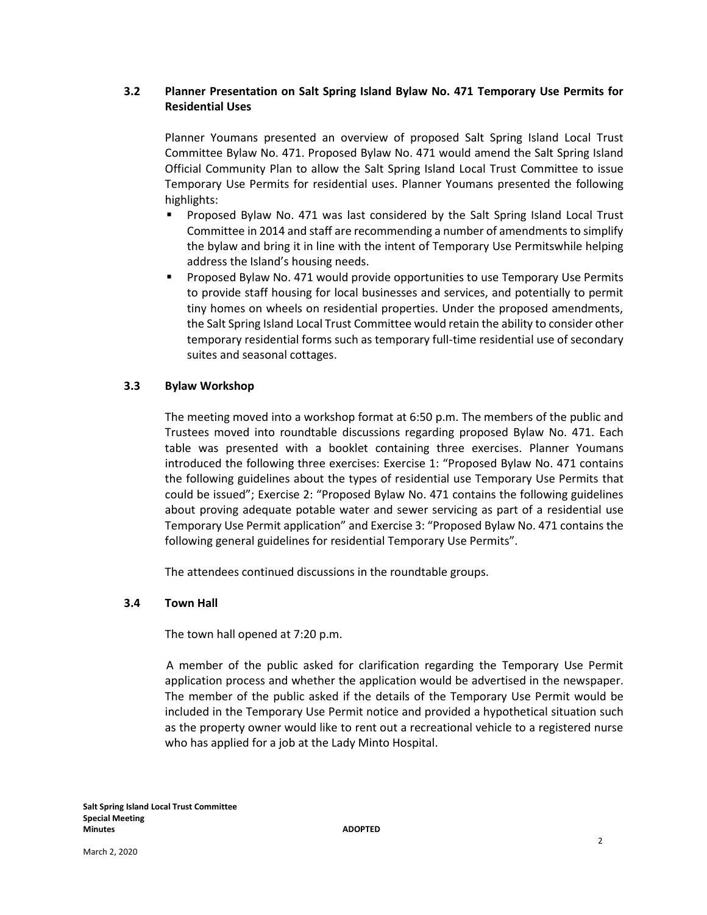### 3.2 Planner Presentation on Salt Spring Island Bylaw No. 471 Temporary Use Permits for Residential Uses

Planner Youmans presented an overview of proposed Salt Spring Island Local Trust Committee Bylaw No. 471. Proposed Bylaw No. 471 would amend the Salt Spring Island Official Community Plan to allow the Salt Spring Island Local Trust Committee to issue Temporary Use Permits for residential uses. Planner Youmans presented the following highlights:

- Proposed Bylaw No. 471 was last considered by the Salt Spring Island Local Trust Committee in 2014 and staff are recommending a number of amendments to simplify the bylaw and bring it in line with the intent of Temporary Use Permitswhile helping address the Island's housing needs.
- Proposed Bylaw No. 471 would provide opportunities to use Temporary Use Permits to provide staff housing for local businesses and services, and potentially to permit tiny homes on wheels on residential properties. Under the proposed amendments, the Salt Spring Island Local Trust Committee would retain the ability to consider other temporary residential forms such as temporary full-time residential use of secondary suites and seasonal cottages.

### 3.3 Bylaw Workshop

The meeting moved into a workshop format at 6:50 p.m. The members of the public and Trustees moved into roundtable discussions regarding proposed Bylaw No. 471. Each table was presented with a booklet containing three exercises. Planner Youmans introduced the following three exercises: Exercise 1: "Proposed Bylaw No. 471 contains the following guidelines about the types of residential use Temporary Use Permits that could be issued"; Exercise 2: "Proposed Bylaw No. 471 contains the following guidelines about proving adequate potable water and sewer servicing as part of a residential use Temporary Use Permit application" and Exercise 3: "Proposed Bylaw No. 471 contains the following general guidelines for residential Temporary Use Permits".

The attendees continued discussions in the roundtable groups.

### 3.4 Town Hall

The town hall opened at 7:20 p.m.

A member of the public asked for clarification regarding the Temporary Use Permit application process and whether the application would be advertised in the newspaper. The member of the public asked if the details of the Temporary Use Permit would be included in the Temporary Use Permit notice and provided a hypothetical situation such as the property owner would like to rent out a recreational vehicle to a registered nurse who has applied for a job at the Lady Minto Hospital.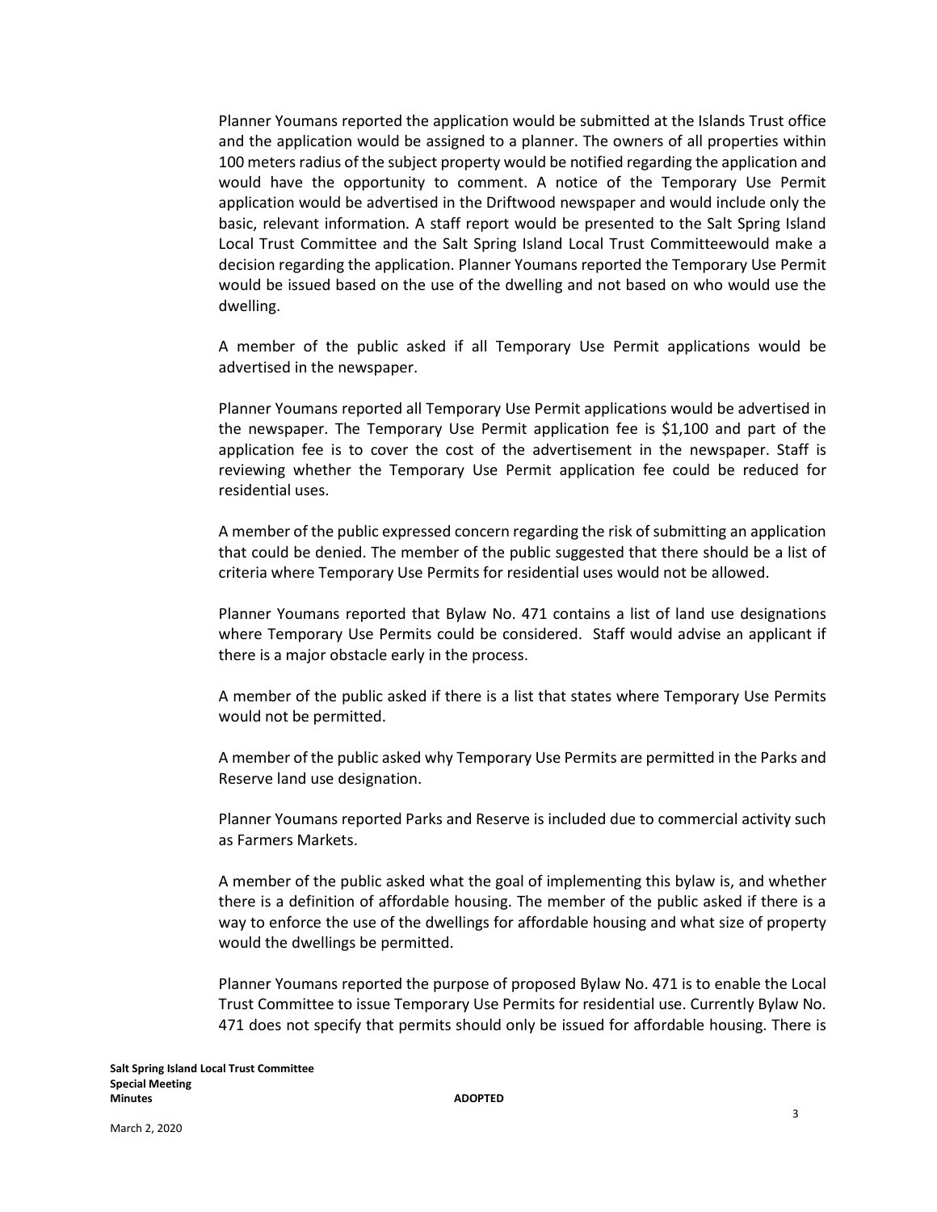Planner Youmans reported the application would be submitted at the Islands Trust office and the application would be assigned to a planner. The owners of all properties within 100 meters radius of the subject property would be notified regarding the application and would have the opportunity to comment. A notice of the Temporary Use Permit application would be advertised in the Driftwood newspaper and would include only the basic, relevant information. A staff report would be presented to the Salt Spring Island Local Trust Committee and the Salt Spring Island Local Trust Committeewould make a decision regarding the application. Planner Youmans reported the Temporary Use Permit would be issued based on the use of the dwelling and not based on who would use the dwelling.

A member of the public asked if all Temporary Use Permit applications would be advertised in the newspaper.

Planner Youmans reported all Temporary Use Permit applications would be advertised in the newspaper. The Temporary Use Permit application fee is $1,100 and part of the application fee is to cover the cost of the advertisement in the newspaper. Staff is reviewing whether the Temporary Use Permit application fee could be reduced for residential uses.

A member of the public expressed concern regarding the risk of submitting an application that could be denied. The member of the public suggested that there should be a list of criteria where Temporary Use Permits for residential uses would not be allowed.

Planner Youmans reported that Bylaw No. 471 contains a list of land use designations where Temporary Use Permits could be considered. Staff would advise an applicant if there is a major obstacle early in the process.

A member of the public asked if there is a list that states where Temporary Use Permits would not be permitted.

A member of the public asked why Temporary Use Permits are permitted in the Parks and Reserve land use designation.

Planner Youmans reported Parks and Reserve is included due to commercial activity such as Farmers Markets.

A member of the public asked what the goal of implementing this bylaw is, and whether there is a definition of affordable housing. The member of the public asked if there is a way to enforce the use of the dwellings for affordable housing and what size of property would the dwellings be permitted.

Planner Youmans reported the purpose of proposed Bylaw No. 471 is to enable the Local Trust Committee to issue Temporary Use Permits for residential use. Currently Bylaw No. 471 does not specify that permits should only be issued for affordable housing. There is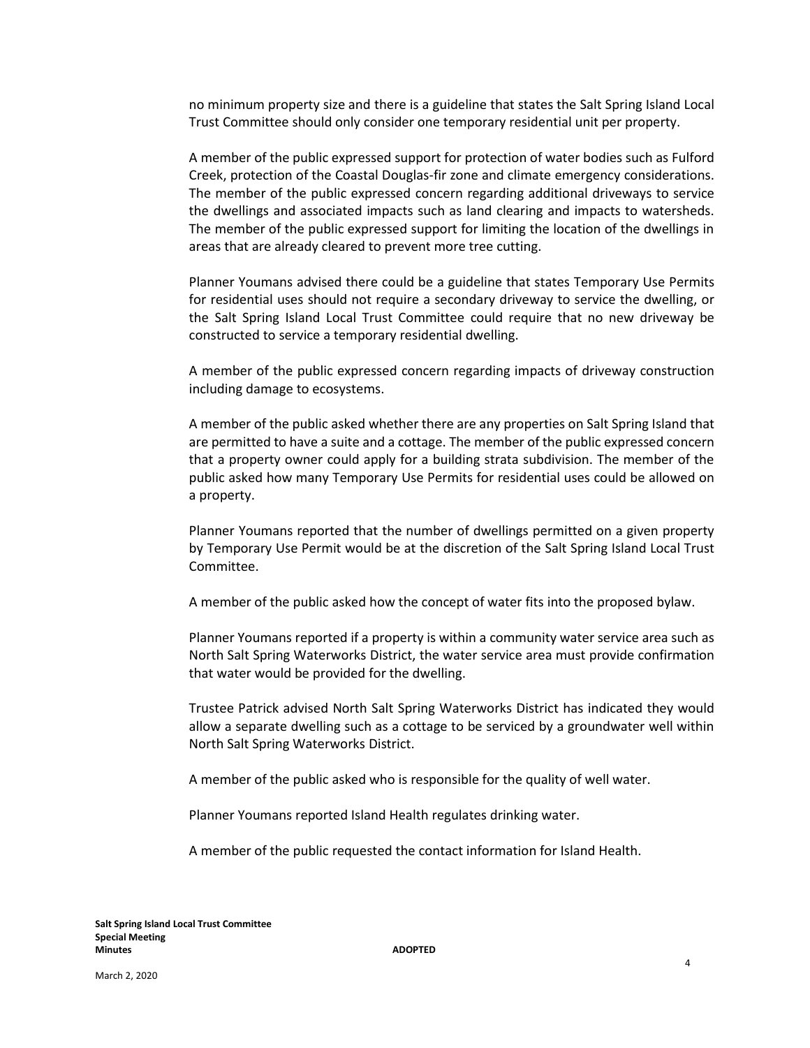no minimum property size and there is a guideline that states the Salt Spring Island Local Trust Committee should only consider one temporary residential unit per property.

A member of the public expressed support for protection of water bodies such as Fulford Creek, protection of the Coastal Douglas-fir zone and climate emergency considerations. The member of the public expressed concern regarding additional driveways to service the dwellings and associated impacts such as land clearing and impacts to watersheds. The member of the public expressed support for limiting the location of the dwellings in areas that are already cleared to prevent more tree cutting.

Planner Youmans advised there could be a guideline that states Temporary Use Permits for residential uses should not require a secondary driveway to service the dwelling, or the Salt Spring Island Local Trust Committee could require that no new driveway be constructed to service a temporary residential dwelling.

A member of the public expressed concern regarding impacts of driveway construction including damage to ecosystems.

A member of the public asked whether there are any properties on Salt Spring Island that are permitted to have a suite and a cottage. The member of the public expressed concern that a property owner could apply for a building strata subdivision. The member of the public asked how many Temporary Use Permits for residential uses could be allowed on a property.

Planner Youmans reported that the number of dwellings permitted on a given property by Temporary Use Permit would be at the discretion of the Salt Spring Island Local Trust Committee.

A member of the public asked how the concept of water fits into the proposed bylaw.

Planner Youmans reported if a property is within a community water service area such as North Salt Spring Waterworks District, the water service area must provide confirmation that water would be provided for the dwelling.

Trustee Patrick advised North Salt Spring Waterworks District has indicated they would allow a separate dwelling such as a cottage to be serviced by a groundwater well within North Salt Spring Waterworks District.

A member of the public asked who is responsible for the quality of well water.

Planner Youmans reported Island Health regulates drinking water.

A member of the public requested the contact information for Island Health.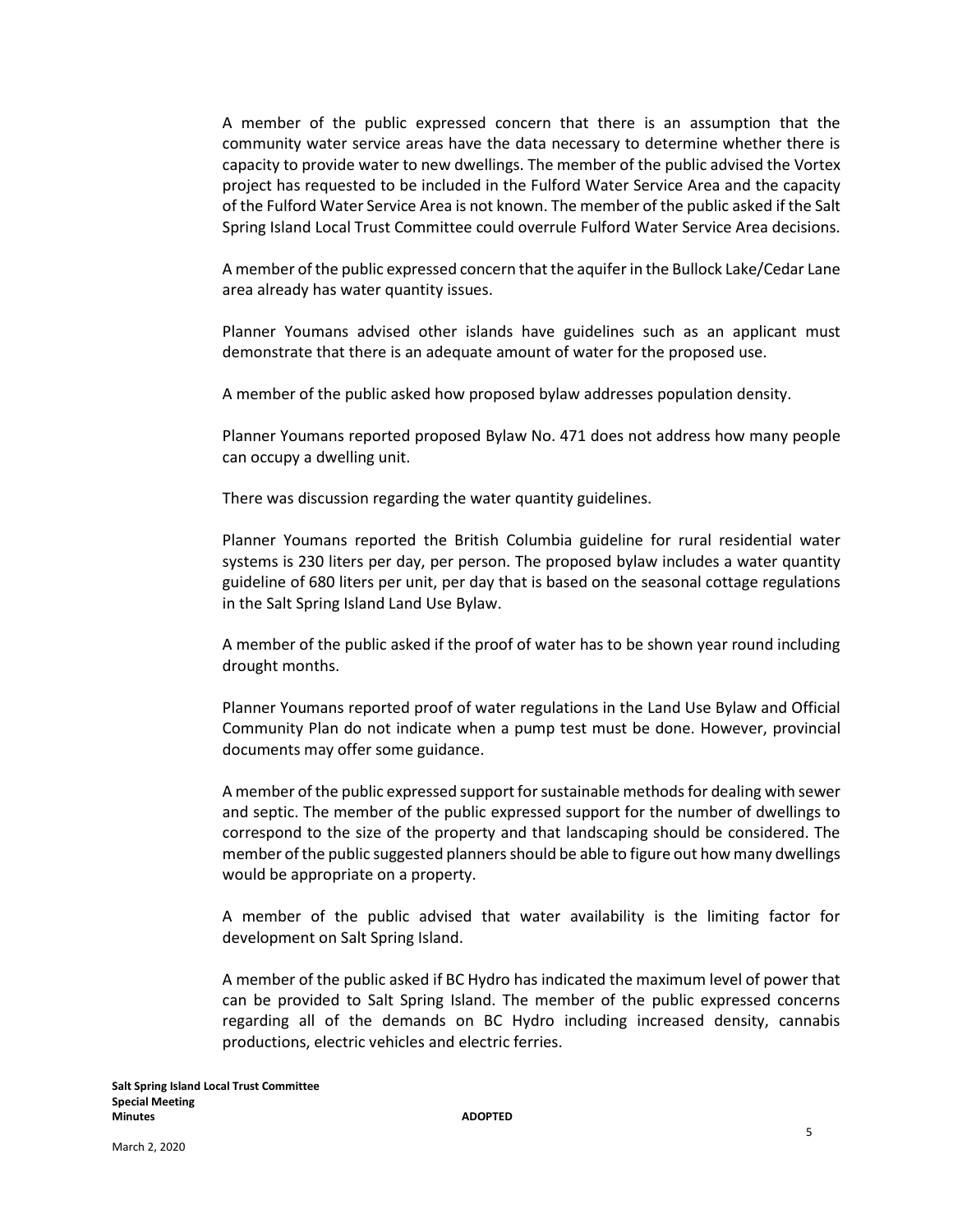A member of the public expressed concern that there is an assumption that the community water service areas have the data necessary to determine whether there is capacity to provide water to new dwellings. The member of the public advised the Vortex project has requested to be included in the Fulford Water Service Area and the capacity of the Fulford Water Service Area is not known. The member of the public asked if the Salt Spring Island Local Trust Committee could overrule Fulford Water Service Area decisions.

A member of the public expressed concern that the aquifer in the Bullock Lake/Cedar Lane area already has water quantity issues.

Planner Youmans advised other islands have guidelines such as an applicant must demonstrate that there is an adequate amount of water for the proposed use.

A member of the public asked how proposed bylaw addresses population density.

Planner Youmans reported proposed Bylaw No. 471 does not address how many people can occupy a dwelling unit.

There was discussion regarding the water quantity guidelines.

Planner Youmans reported the British Columbia guideline for rural residential water systems is 230 liters per day, per person. The proposed bylaw includes a water quantity guideline of 680 liters per unit, per day that is based on the seasonal cottage regulations in the Salt Spring Island Land Use Bylaw.

A member of the public asked if the proof of water has to be shown year round including drought months.

Planner Youmans reported proof of water regulations in the Land Use Bylaw and Official Community Plan do not indicate when a pump test must be done. However, provincial documents may offer some guidance.

A member of the public expressed support for sustainable methods for dealing with sewer and septic. The member of the public expressed support for the number of dwellings to correspond to the size of the property and that landscaping should be considered. The member of the public suggested planners should be able to figure out how many dwellings would be appropriate on a property.

A member of the public advised that water availability is the limiting factor for development on Salt Spring Island.

A member of the public asked if BC Hydro has indicated the maximum level of power that can be provided to Salt Spring Island. The member of the public expressed concerns regarding all of the demands on BC Hydro including increased density, cannabis productions, electric vehicles and electric ferries.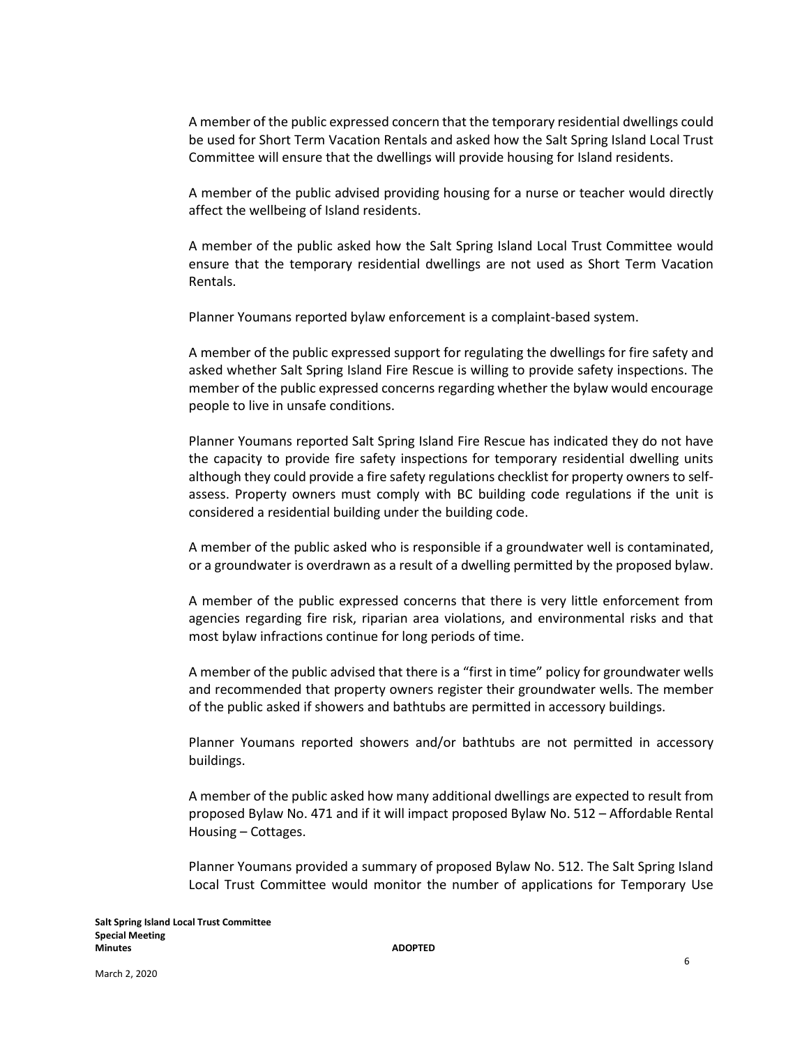A member of the public expressed concern that the temporary residential dwellings could be used for Short Term Vacation Rentals and asked how the Salt Spring Island Local Trust Committee will ensure that the dwellings will provide housing for Island residents.

A member of the public advised providing housing for a nurse or teacher would directly affect the wellbeing of Island residents.

A member of the public asked how the Salt Spring Island Local Trust Committee would ensure that the temporary residential dwellings are not used as Short Term Vacation Rentals.

Planner Youmans reported bylaw enforcement is a complaint-based system.

A member of the public expressed support for regulating the dwellings for fire safety and asked whether Salt Spring Island Fire Rescue is willing to provide safety inspections. The member of the public expressed concerns regarding whether the bylaw would encourage people to live in unsafe conditions.

Planner Youmans reported Salt Spring Island Fire Rescue has indicated they do not have the capacity to provide fire safety inspections for temporary residential dwelling units although they could provide a fire safety regulations checklist for property owners to self-assess. Property owners must comply with BC building code regulations if the unit is considered a residential building under the building code.

A member of the public asked who is responsible if a groundwater well is contaminated, or a groundwater is overdrawn as a result of a dwelling permitted by the proposed bylaw.

A member of the public expressed concerns that there is very little enforcement from agencies regarding fire risk, riparian area violations, and environmental risks and that most bylaw infractions continue for long periods of time.

A member of the public advised that there is a "first in time" policy for groundwater wells and recommended that property owners register their groundwater wells. The member of the public asked if showers and bathtubs are permitted in accessory buildings.

Planner Youmans reported showers and/or bathtubs are not permitted in accessory buildings.

A member of the public asked how many additional dwellings are expected to result from proposed Bylaw No. 471 and if it will impact proposed Bylaw No. 512 – Affordable Rental Housing – Cottages.

Planner Youmans provided a summary of proposed Bylaw No. 512. The Salt Spring Island Local Trust Committee would monitor the number of applications for Temporary Use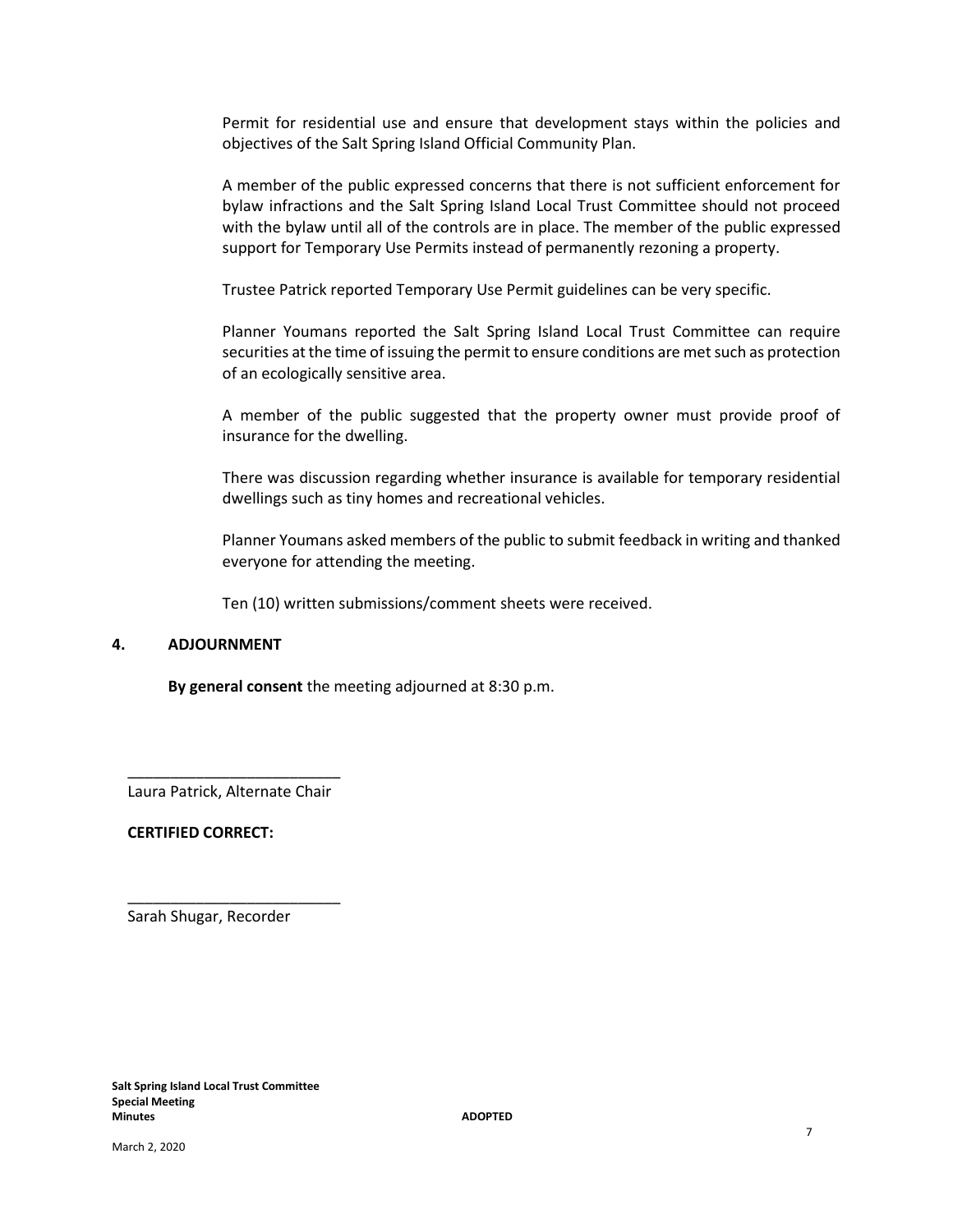Permit for residential use and ensure that development stays within the policies and objectives of the Salt Spring Island Official Community Plan.

A member of the public expressed concerns that there is not sufficient enforcement for bylaw infractions and the Salt Spring Island Local Trust Committee should not proceed with the bylaw until all of the controls are in place. The member of the public expressed support for Temporary Use Permits instead of permanently rezoning a property.

Trustee Patrick reported Temporary Use Permit guidelines can be very specific.

Planner Youmans reported the Salt Spring Island Local Trust Committee can require securities at the time of issuing the permit to ensure conditions are met such as protection of an ecologically sensitive area.

A member of the public suggested that the property owner must provide proof of insurance for the dwelling.

There was discussion regarding whether insurance is available for temporary residential dwellings such as tiny homes and recreational vehicles.

Planner Youmans asked members of the public to submit feedback in writing and thanked everyone for attending the meeting.

Ten (10) written submissions/comment sheets were received.

## 4. ADJOURNMENT

**By general consent** the meeting adjourned at 8:30 p.m.

_________________________
Laura Patrick, Alternate Chair

**CERTIFIED CORRECT:**

_________________________
Sarah Shugar, Recorder